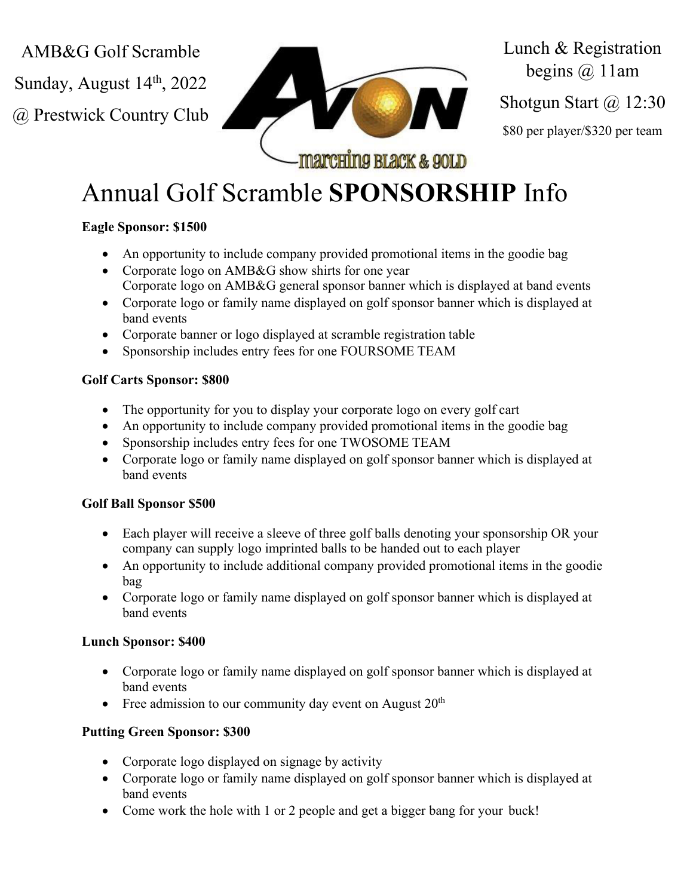AMB&G Golf Scramble
Sunday, August 14th, 2022
@ Prestwick Country Club

Lunch & Registration begins @ 11am
Shotgun Start @ 12:30
$80 per player/$320 per team

# Annual Golf Scramble **SPONSORSHIP** Info

**Eagle Sponsor: $1500**

- An opportunity to include company provided promotional items in the goodie bag
- Corporate logo on AMB&G show shirts for one year
  Corporate logo on AMB&G general sponsor banner which is displayed at band events
- Corporate logo or family name displayed on golf sponsor banner which is displayed at band events
- Corporate banner or logo displayed at scramble registration table
- Sponsorship includes entry fees for one FOURSOME TEAM

**Golf Carts Sponsor: $800**

- The opportunity for you to display your corporate logo on every golf cart
- An opportunity to include company provided promotional items in the goodie bag
- Sponsorship includes entry fees for one TWOSOME TEAM
- Corporate logo or family name displayed on golf sponsor banner which is displayed at band events

**Golf Ball Sponsor $500**

- Each player will receive a sleeve of three golf balls denoting your sponsorship OR your company can supply logo imprinted balls to be handed out to each player
- An opportunity to include additional company provided promotional items in the goodie bag
- Corporate logo or family name displayed on golf sponsor banner which is displayed at band events

**Lunch Sponsor: $400**

- Corporate logo or family name displayed on golf sponsor banner which is displayed at band events
- Free admission to our community day event on August 20th

**Putting Green Sponsor: $300**

- Corporate logo displayed on signage by activity
- Corporate logo or family name displayed on golf sponsor banner which is displayed at band events
- Come work the hole with 1 or 2 people and get a bigger bang for your buck!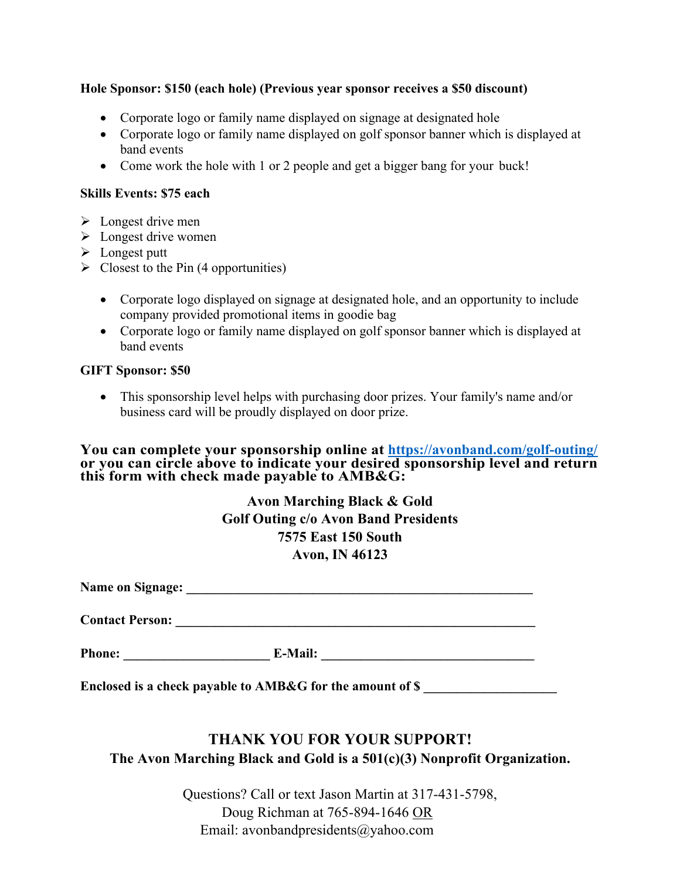**Hole Sponsor: $150 (each hole) (Previous year sponsor receives a $50 discount)**

- Corporate logo or family name displayed on signage at designated hole
- Corporate logo or family name displayed on golf sponsor banner which is displayed at band events
- Come work the hole with 1 or 2 people and get a bigger bang for your buck!

**Skills Events: $75 each**

- ➢ Longest drive men
- ➢ Longest drive women
- ➢ Longest putt
- ➢ Closest to the Pin (4 opportunities)

  - Corporate logo displayed on signage at designated hole, and an opportunity to include company provided promotional items in goodie bag
  - Corporate logo or family name displayed on golf sponsor banner which is displayed at band events

**GIFT Sponsor: $50**

- This sponsorship level helps with purchasing door prizes. Your family's name and/or business card will be proudly displayed on door prize.

**You can complete your sponsorship online at [https://avonband.com/golf-outing/](https://avonband.com/golf-outing/) or you can circle above to indicate your desired sponsorship level and return this form with check made payable to AMB&G:**

**Avon Marching Black & Gold**
**Golf Outing c/o Avon Band Presidents**
**7575 East 150 South**
**Avon, IN 46123**

**Name on Signage: ______________________________________________________**

**Contact Person: ________________________________________________________**

**Phone: ______________________ E-Mail: ________________________________**

**Enclosed is a check payable to AMB&G for the amount of $ ___________________**

**THANK YOU FOR YOUR SUPPORT!**
**The Avon Marching Black and Gold is a 501(c)(3) Nonprofit Organization.**

Questions? Call or text Jason Martin at 317-431-5798,
Doug Richman at 765-894-1646 OR
Email: avonbandpresidents@yahoo.com